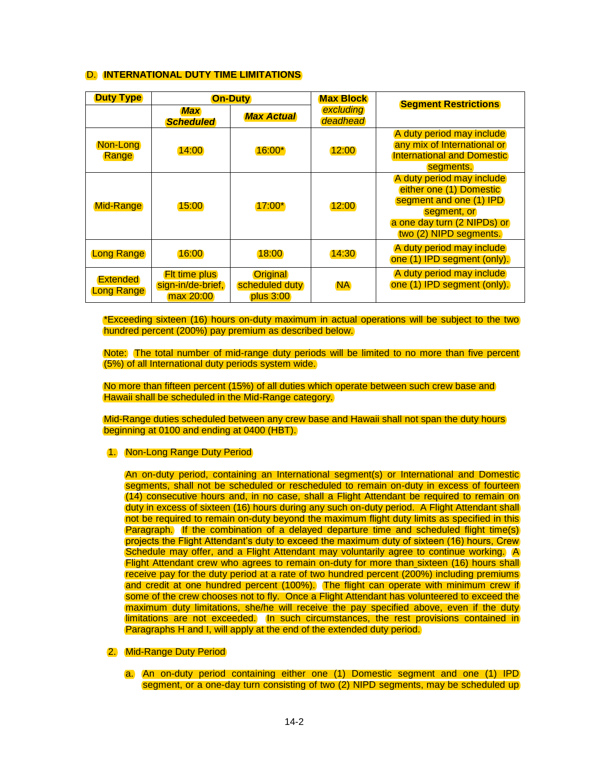## D. INTERNATIONAL DUTY TIME LIMITATIONS

| Duty Type | On-Duty | | Max Block *excluding deadhead* | Segment Restrictions |
|---|---|---|---|---|
| | ***Max Scheduled*** | ***Max Actual*** | | |
| Non-Long Range | 14:00 | 16:00* | 12:00 | A duty period may include any mix of International or International and Domestic segments. |
| Mid-Range | 15:00 | 17:00* | 12:00 | A duty period may include either one (1) Domestic segment and one (1) IPD segment, or a one day turn (2 NIPDs) or two (2) NIPD segments. |
| Long Range | 16:00 | 18:00 | 14:30 | A duty period may include one (1) IPD segment (only). |
| Extended Long Range | Flt time plus sign-in/de-brief, max 20:00 | Original scheduled duty plus 3:00 | NA | A duty period may include one (1) IPD segment (only). |

*Exceeding sixteen (16) hours on-duty maximum in actual operations will be subject to the two hundred percent (200%) pay premium as described below.

Note: The total number of mid-range duty periods will be limited to no more than five percent (5%) of all International duty periods system wide.

No more than fifteen percent (15%) of all duties which operate between such crew base and Hawaii shall be scheduled in the Mid-Range category.

Mid-Range duties scheduled between any crew base and Hawaii shall not span the duty hours beginning at 0100 and ending at 0400 (HBT).

1. Non-Long Range Duty Period

   An on-duty period, containing an International segment(s) or International and Domestic segments, shall not be scheduled or rescheduled to remain on-duty in excess of fourteen (14) consecutive hours and, in no case, shall a Flight Attendant be required to remain on duty in excess of sixteen (16) hours during any such on-duty period. A Flight Attendant shall not be required to remain on-duty beyond the maximum flight duty limits as specified in this Paragraph. If the combination of a delayed departure time and scheduled flight time(s) projects the Flight Attendant's duty to exceed the maximum duty of sixteen (16) hours, Crew Schedule may offer, and a Flight Attendant may voluntarily agree to continue working. A Flight Attendant crew who agrees to remain on-duty for more than sixteen (16) hours shall receive pay for the duty period at a rate of two hundred percent (200%) including premiums and credit at one hundred percent (100%). The flight can operate with minimum crew if some of the crew chooses not to fly. Once a Flight Attendant has volunteered to exceed the maximum duty limitations, she/he will receive the pay specified above, even if the duty limitations are not exceeded. In such circumstances, the rest provisions contained in Paragraphs H and I, will apply at the end of the extended duty period.

2. Mid-Range Duty Period

   a. An on-duty period containing either one (1) Domestic segment and one (1) IPD segment, or a one-day turn consisting of two (2) NIPD segments, may be scheduled up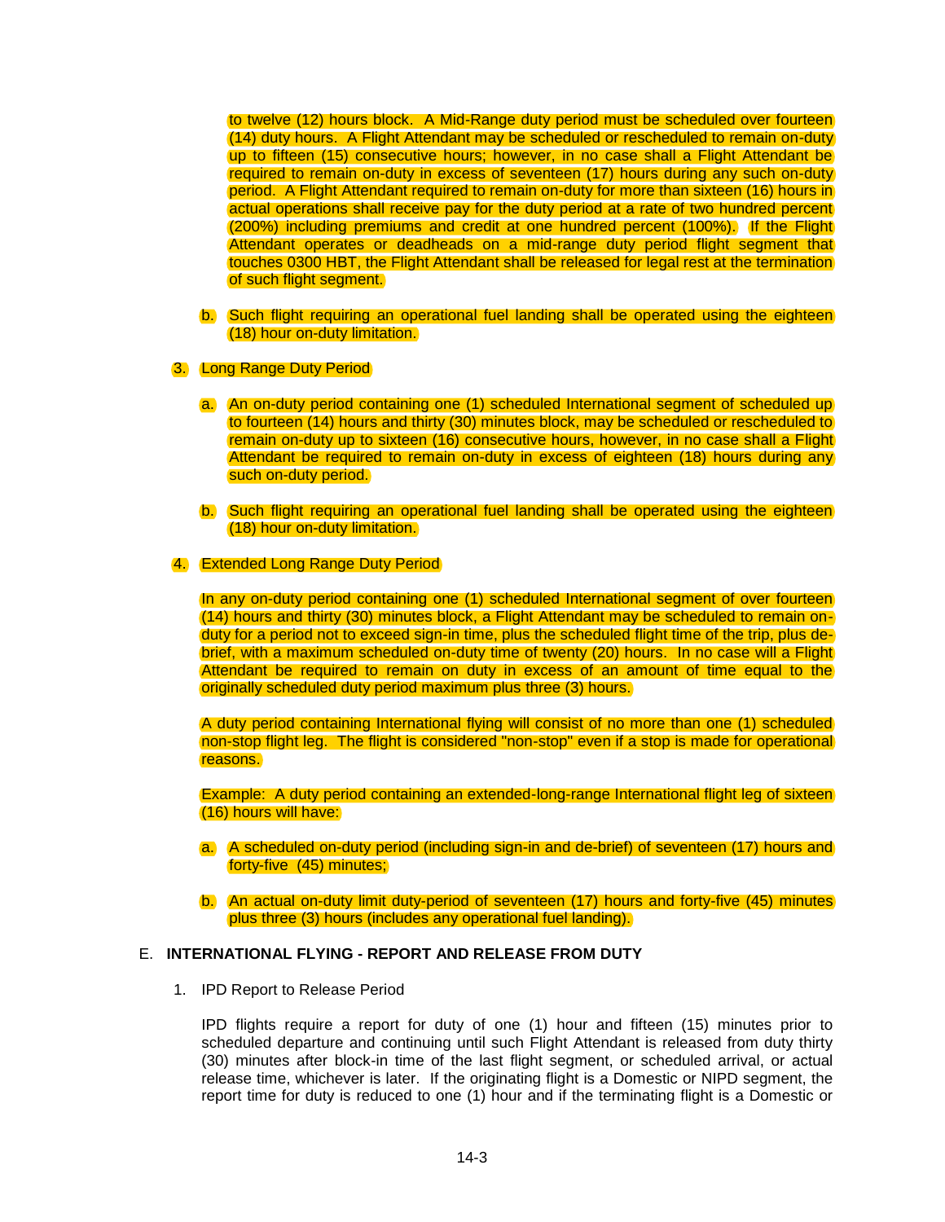to twelve (12) hours block. A Mid-Range duty period must be scheduled over fourteen (14) duty hours. A Flight Attendant may be scheduled or rescheduled to remain on-duty up to fifteen (15) consecutive hours; however, in no case shall a Flight Attendant be required to remain on-duty in excess of seventeen (17) hours during any such on-duty period. A Flight Attendant required to remain on-duty for more than sixteen (16) hours in actual operations shall receive pay for the duty period at a rate of two hundred percent (200%) including premiums and credit at one hundred percent (100%). If the Flight Attendant operates or deadheads on a mid-range duty period flight segment that touches 0300 HBT, the Flight Attendant shall be released for legal rest at the termination of such flight segment.

b. Such flight requiring an operational fuel landing shall be operated using the eighteen (18) hour on-duty limitation.

3. Long Range Duty Period

   a. An on-duty period containing one (1) scheduled International segment of scheduled up to fourteen (14) hours and thirty (30) minutes block, may be scheduled or rescheduled to remain on-duty up to sixteen (16) consecutive hours, however, in no case shall a Flight Attendant be required to remain on-duty in excess of eighteen (18) hours during any such on-duty period.

   b. Such flight requiring an operational fuel landing shall be operated using the eighteen (18) hour on-duty limitation.

4. Extended Long Range Duty Period

   In any on-duty period containing one (1) scheduled International segment of over fourteen (14) hours and thirty (30) minutes block, a Flight Attendant may be scheduled to remain on-duty for a period not to exceed sign-in time, plus the scheduled flight time of the trip, plus de-brief, with a maximum scheduled on-duty time of twenty (20) hours. In no case will a Flight Attendant be required to remain on duty in excess of an amount of time equal to the originally scheduled duty period maximum plus three (3) hours.

   A duty period containing International flying will consist of no more than one (1) scheduled non-stop flight leg. The flight is considered "non-stop" even if a stop is made for operational reasons.

   Example: A duty period containing an extended-long-range International flight leg of sixteen (16) hours will have:

   a. A scheduled on-duty period (including sign-in and de-brief) of seventeen (17) hours and forty-five (45) minutes;

   b. An actual on-duty limit duty-period of seventeen (17) hours and forty-five (45) minutes plus three (3) hours (includes any operational fuel landing).

E. **INTERNATIONAL FLYING - REPORT AND RELEASE FROM DUTY**

1. IPD Report to Release Period

   IPD flights require a report for duty of one (1) hour and fifteen (15) minutes prior to scheduled departure and continuing until such Flight Attendant is released from duty thirty (30) minutes after block-in time of the last flight segment, or scheduled arrival, or actual release time, whichever is later. If the originating flight is a Domestic or NIPD segment, the report time for duty is reduced to one (1) hour and if the terminating flight is a Domestic or